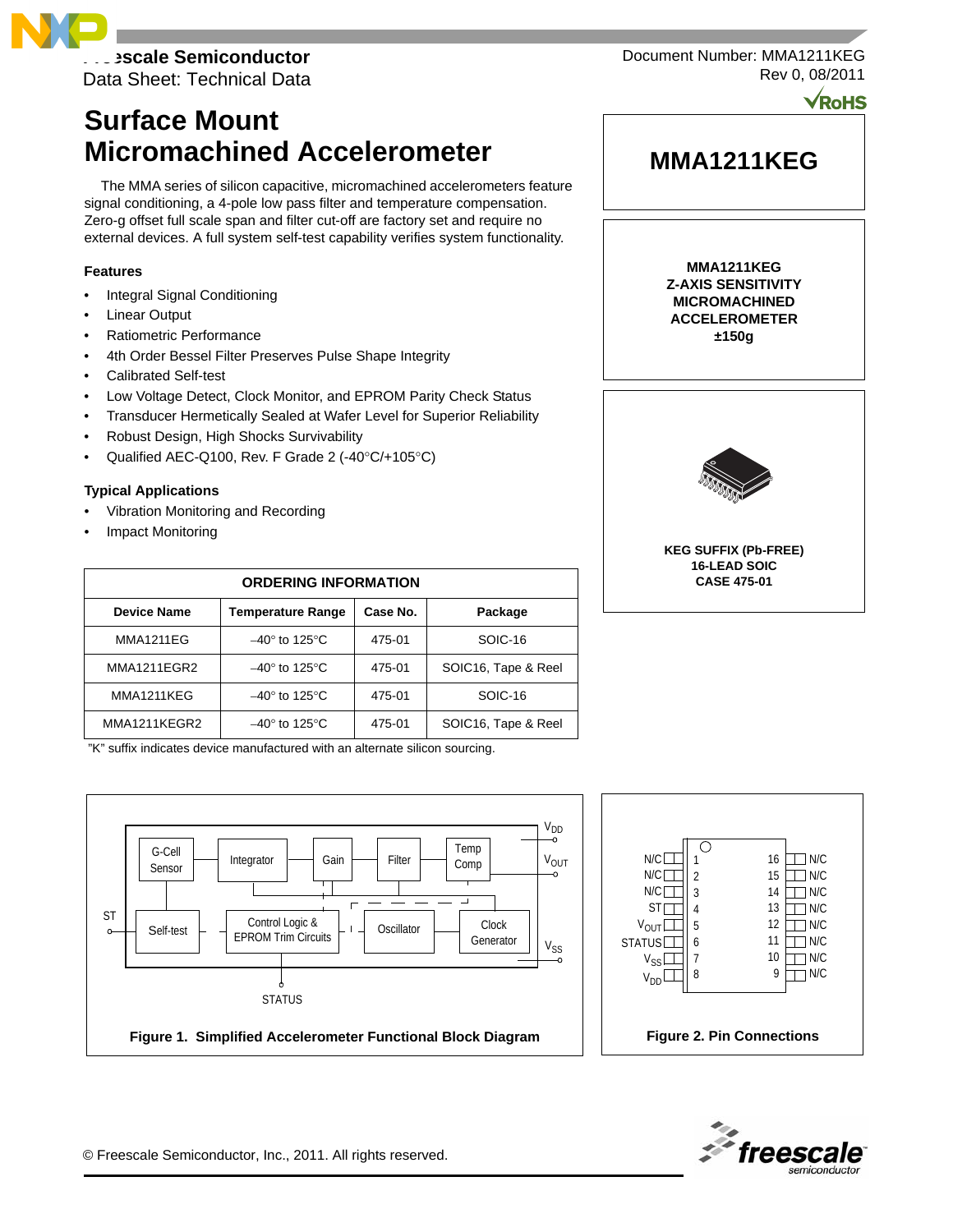Freescale Semiconductor
Data Sheet: Technical Data

Document Number: MMA1211KEG
Rev 0, 08/2011

# Surface Mount Micromachined Accelerometer

The MMA series of silicon capacitive, micromachined accelerometers feature signal conditioning, a 4-pole low pass filter and temperature compensation. Zero-g offset full scale span and filter cut-off are factory set and require no external devices. A full system self-test capability verifies system functionality.

### Features

- Integral Signal Conditioning
- Linear Output
- Ratiometric Performance
- 4th Order Bessel Filter Preserves Pulse Shape Integrity
- Calibrated Self-test
- Low Voltage Detect, Clock Monitor, and EPROM Parity Check Status
- Transducer Hermetically Sealed at Wafer Level for Superior Reliability
- Robust Design, High Shocks Survivability
- Qualified AEC-Q100, Rev. F Grade 2 (-40°C/+105°C)

### Typical Applications

- Vibration Monitoring and Recording
- Impact Monitoring

**MMA1211KEG**

**MMA1211KEG**
**Z-AXIS SENSITIVITY**
**MICROMACHINED**
**ACCELEROMETER**
**±150g**

**KEG SUFFIX (Pb-FREE)**
**16-LEAD SOIC**
**CASE 475-01**

| ORDERING INFORMATION | | | |
|---|---|---|---|
| **Device Name** | **Temperature Range** | **Case No.** | **Package** |
| MMA1211EG | –40° to 125°C | 475-01 | SOIC-16 |
| MMA1211EGR2 | –40° to 125°C | 475-01 | SOIC16, Tape & Reel |
| MMA1211KEG | –40° to 125°C | 475-01 | SOIC-16 |
| MMA1211KEGR2 | –40° to 125°C | 475-01 | SOIC16, Tape & Reel |

"K" suffix indicates device manufactured with an alternate silicon sourcing.

G-Cell Sensor, Integrator, Gain, Filter, Temp Comp, Self-test, Control Logic & EPROM Trim Circuits, Oscillator, Clock Generator, ST, STATUS, $V_{DD}$, $V_{OUT}$, $V_{SS}$

**Figure 1. Simplified Accelerometer Functional Block Diagram**

| Pin | Name | Pin | Name |
|---|---|---|---|
| 1 | N/C | 16 | N/C |
| 2 | N/C | 15 | N/C |
| 3 | N/C | 14 | N/C |
| 4 | ST | 13 | N/C |
| 5 | $V_{OUT}$ | 12 | N/C |
| 6 | STATUS | 11 | N/C |
| 7 | $V_{SS}$ | 10 | N/C |
| 8 | $V_{DD}$ | 9 | N/C |

**Figure 2. Pin Connections**

© Freescale Semiconductor, Inc., 2011. All rights reserved.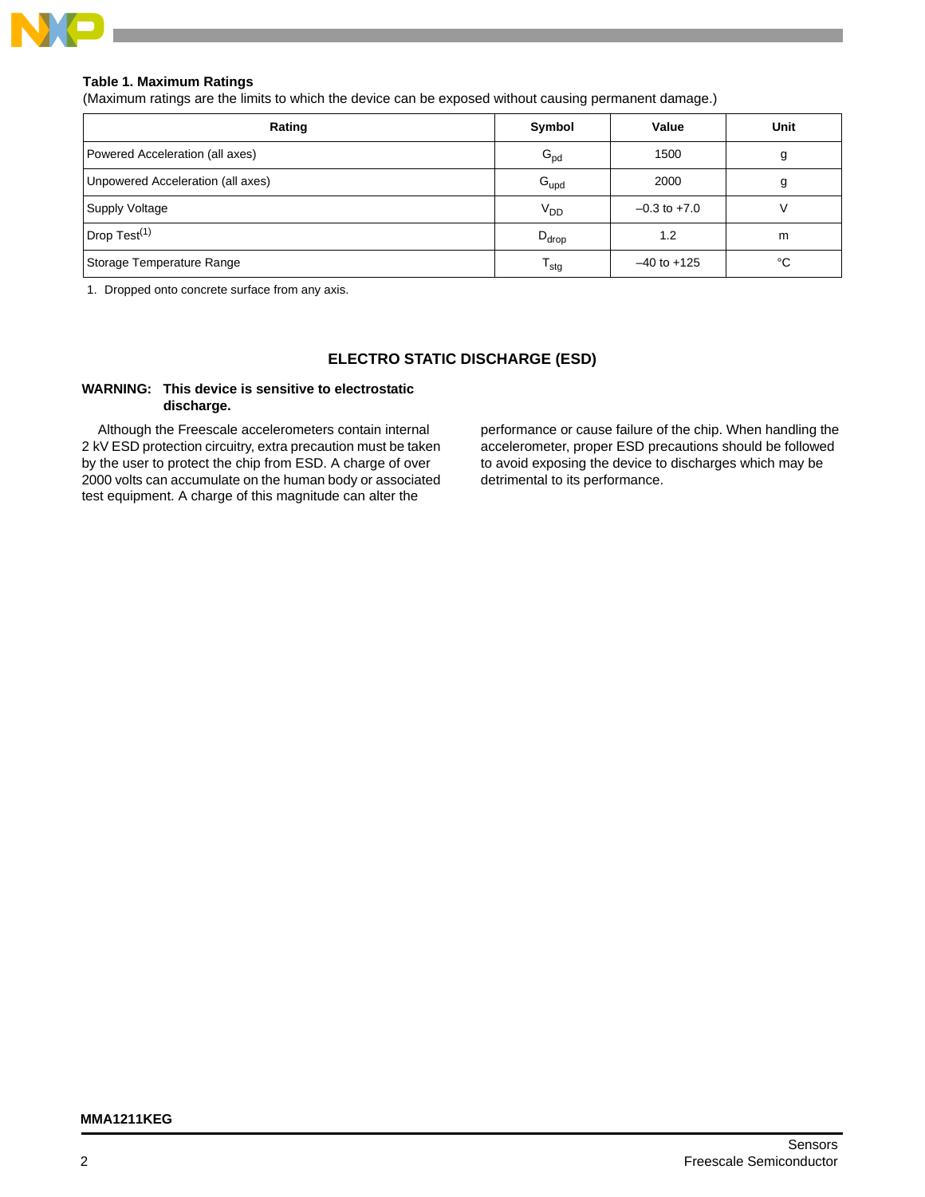**Table 1. Maximum Ratings**
(Maximum ratings are the limits to which the device can be exposed without causing permanent damage.)

| Rating | Symbol | Value | Unit |
|---|---|---|---|
| Powered Acceleration (all axes) | $G_{pd}$ | 1500 | g |
| Unpowered Acceleration (all axes) | $G_{upd}$ | 2000 | g |
| Supply Voltage | $V_{DD}$ | –0.3 to +7.0 | V |
| Drop Test[1] | $D_{drop}$ | 1.2 | m |
| Storage Temperature Range | $T_{stg}$ | –40 to +125 | °C |

1. Dropped onto concrete surface from any axis.

## ELECTRO STATIC DISCHARGE (ESD)

**WARNING: This device is sensitive to electrostatic discharge.**

Although the Freescale accelerometers contain internal 2 kV ESD protection circuitry, extra precaution must be taken by the user to protect the chip from ESD. A charge of over 2000 volts can accumulate on the human body or associated test equipment. A charge of this magnitude can alter the performance or cause failure of the chip. When handling the accelerometer, proper ESD precautions should be followed to avoid exposing the device to discharges which may be detrimental to its performance.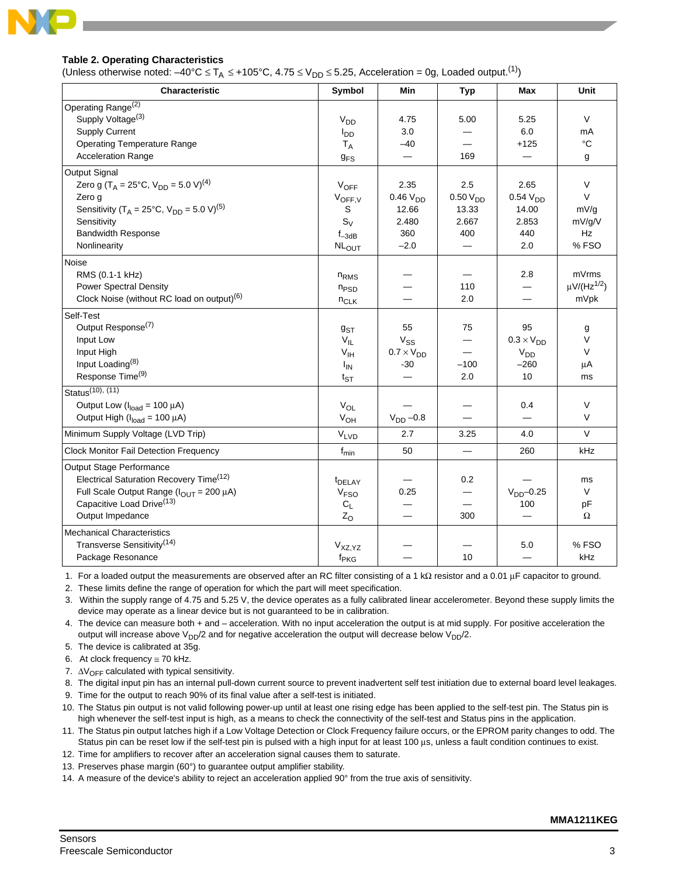**Table 2. Operating Characteristics**

(Unless otherwise noted: $-40°C \le T_A \le +105°C$, $4.75 \le V_{DD} \le 5.25$, Acceleration = 0g, Loaded output.[1])

| Characteristic | Symbol | Min | Typ | Max | Unit |
|---|---|---|---|---|---|
| **Operating Range**[2] | | | | | |
| Supply Voltage[3] | $V_{DD}$ | 4.75 | 5.00 | 5.25 | V |
| Supply Current | $I_{DD}$ | 3.0 | — | 6.0 | mA |
| Operating Temperature Range | $T_A$ | –40 | — | +125 | °C |
| Acceleration Range | $g_{FS}$ | — | 169 | — | g |
| **Output Signal** | | | | | |
| Zero g ($T_A$ = 25°C, $V_{DD}$ = 5.0 V)[4] | $V_{OFF}$ | 2.35 | 2.5 | 2.65 | V |
| Zero g | $V_{OFF,V}$ | 0.46 $V_{DD}$ | 0.50 $V_{DD}$ | 0.54 $V_{DD}$ | V |
| Sensitivity ($T_A$ = 25°C, $V_{DD}$ = 5.0 V)[5] | S | 12.66 | 13.33 | 14.00 | mV/g |
| Sensitivity | $S_V$ | 2.480 | 2.667 | 2.853 | mV/g/V |
| Bandwidth Response | $f_{-3dB}$ | 360 | 400 | 440 | Hz |
| Nonlinearity | $NL_{OUT}$ | –2.0 | — | 2.0 | % FSO |
| **Noise** | | | | | |
| RMS (0.1-1 kHz) | $n_{RMS}$ | — | — | 2.8 | mVrms |
| Power Spectral Density | $n_{PSD}$ | — | 110 | — | $\mu V/(Hz^{1/2})$ |
| Clock Noise (without RC load on output)[6] | $n_{CLK}$ | — | 2.0 | — | mVpk |
| **Self-Test** | | | | | |
| Output Response[7] | $g_{ST}$ | 55 | 75 | 95 | g |
| Input Low | $V_{IL}$ | $V_{SS}$ | — | $0.3 \times V_{DD}$ | V |
| Input High | $V_{IH}$ | $0.7 \times V_{DD}$ | — | $V_{DD}$ | V |
| Input Loading[8] | $I_{IN}$ | -30 | –100 | –260 | µA |
| Response Time[9] | $t_{ST}$ | — | 2.0 | 10 | ms |
| **Status**[10], [11] | | | | | |
| Output Low ($I_{load}$ = 100 µA) | $V_{OL}$ | — | — | 0.4 | V |
| Output High ($I_{load}$ = 100 µA) | $V_{OH}$ | $V_{DD}$ –0.8 | — | — | V |
| Minimum Supply Voltage (LVD Trip) | $V_{LVD}$ | 2.7 | 3.25 | 4.0 | V |
| Clock Monitor Fail Detection Frequency | $f_{min}$ | 50 | — | 260 | kHz |
| **Output Stage Performance** | | | | | |
| Electrical Saturation Recovery Time[12] | $t_{DELAY}$ | — | 0.2 | — | ms |
| Full Scale Output Range ($I_{OUT}$ = 200 µA) | $V_{FSO}$ | 0.25 | — | $V_{DD}$–0.25 | V |
| Capacitive Load Drive[13] | $C_L$ | — | — | 100 | pF |
| Output Impedance | $Z_O$ | — | 300 | — | Ω |
| **Mechanical Characteristics** | | | | | |
| Transverse Sensitivity[14] | $V_{XZ,YZ}$ | — | — | 5.0 | % FSO |
| Package Resonance | $f_{PKG}$ | — | 10 | — | kHz |

1. For a loaded output the measurements are observed after an RC filter consisting of a 1 kΩ resistor and a 0.01 µF capacitor to ground.
2. These limits define the range of operation for which the part will meet specification.
3. Within the supply range of 4.75 and 5.25 V, the device operates as a fully calibrated linear accelerometer. Beyond these supply limits the device may operate as a linear device but is not guaranteed to be in calibration.
4. The device can measure both + and – acceleration. With no input acceleration the output is at mid supply. For positive acceleration the output will increase above $V_{DD}/2$ and for negative acceleration the output will decrease below $V_{DD}/2$.
5. The device is calibrated at 35g.
6. At clock frequency ≅ 70 kHz.
7. $\Delta V_{OFF}$ calculated with typical sensitivity.
8. The digital input pin has an internal pull-down current source to prevent inadvertent self test initiation due to external board level leakages.
9. Time for the output to reach 90% of its final value after a self-test is initiated.
10. The Status pin output is not valid following power-up until at least one rising edge has been applied to the self-test pin. The Status pin is high whenever the self-test input is high, as a means to check the connectivity of the self-test and Status pins in the application.
11. The Status pin output latches high if a Low Voltage Detection or Clock Frequency failure occurs, or the EPROM parity changes to odd. The Status pin can be reset low if the self-test pin is pulsed with a high input for at least 100 µs, unless a fault condition continues to exist.
12. Time for amplifiers to recover after an acceleration signal causes them to saturate.
13. Preserves phase margin (60°) to guarantee output amplifier stability.
14. A measure of the device's ability to reject an acceleration applied 90° from the true axis of sensitivity.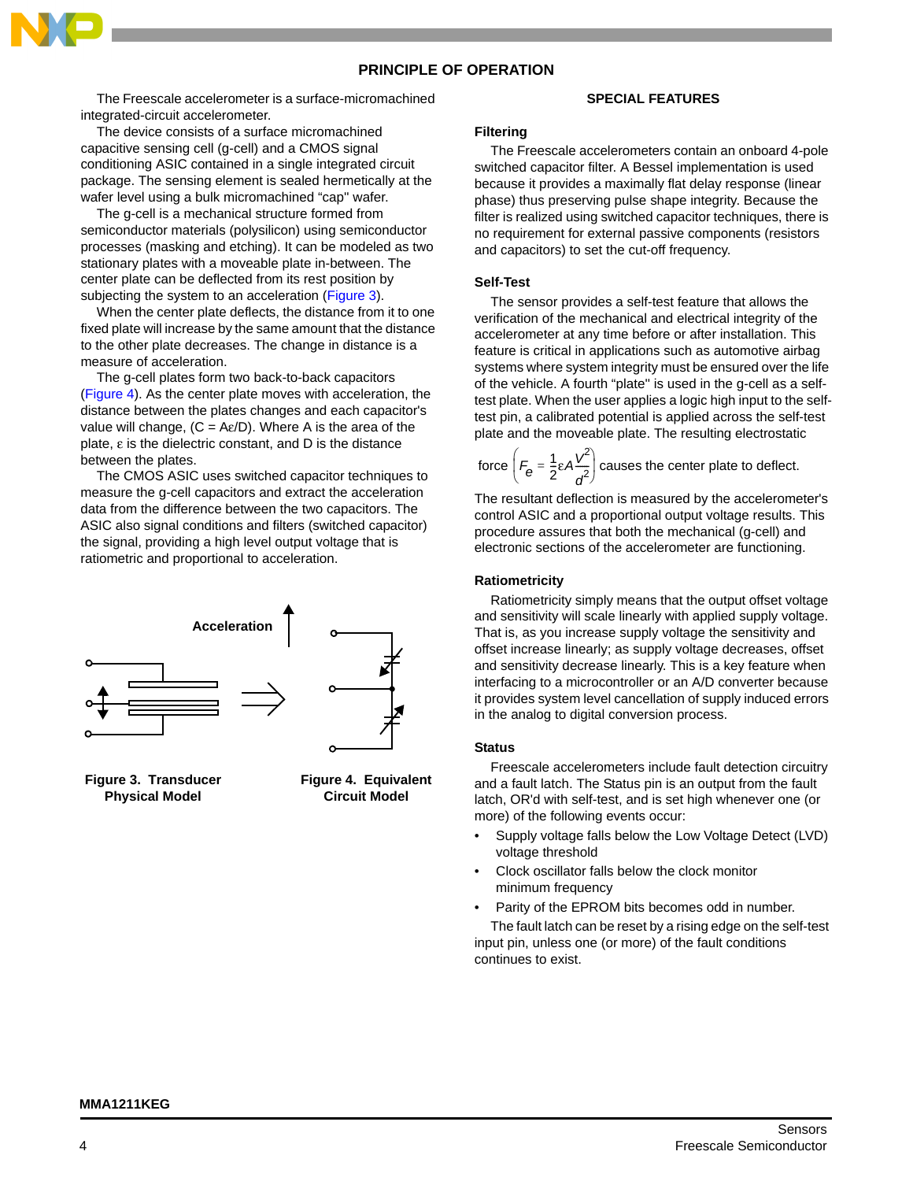## PRINCIPLE OF OPERATION

The Freescale accelerometer is a surface-micromachined integrated-circuit accelerometer.

The device consists of a surface micromachined capacitive sensing cell (g-cell) and a CMOS signal conditioning ASIC contained in a single integrated circuit package. The sensing element is sealed hermetically at the wafer level using a bulk micromachined "cap" wafer.

The g-cell is a mechanical structure formed from semiconductor materials (polysilicon) using semiconductor processes (masking and etching). It can be modeled as two stationary plates with a moveable plate in-between. The center plate can be deflected from its rest position by subjecting the system to an acceleration (Figure 3).

When the center plate deflects, the distance from it to one fixed plate will increase by the same amount that the distance to the other plate decreases. The change in distance is a measure of acceleration.

The g-cell plates form two back-to-back capacitors (Figure 4). As the center plate moves with acceleration, the distance between the plates changes and each capacitor's value will change, ($C = A\varepsilon/D$). Where A is the area of the plate, $\varepsilon$ is the dielectric constant, and D is the distance between the plates.

The CMOS ASIC uses switched capacitor techniques to measure the g-cell capacitors and extract the acceleration data from the difference between the two capacitors. The ASIC also signal conditions and filters (switched capacitor) the signal, providing a high level output voltage that is ratiometric and proportional to acceleration.

Acceleration

**Figure 3. Transducer Physical Model**

**Figure 4. Equivalent Circuit Model**

## SPECIAL FEATURES

### Filtering

The Freescale accelerometers contain an onboard 4-pole switched capacitor filter. A Bessel implementation is used because it provides a maximally flat delay response (linear phase) thus preserving pulse shape integrity. Because the filter is realized using switched capacitor techniques, there is no requirement for external passive components (resistors and capacitors) to set the cut-off frequency.

### Self-Test

The sensor provides a self-test feature that allows the verification of the mechanical and electrical integrity of the accelerometer at any time before or after installation. This feature is critical in applications such as automotive airbag systems where system integrity must be ensured over the life of the vehicle. A fourth "plate" is used in the g-cell as a self-test plate. When the user applies a logic high input to the self-test pin, a calibrated potential is applied across the self-test plate and the moveable plate. The resulting electrostatic force $\left(F_e = \frac{1}{2}\varepsilon A \frac{V^2}{d^2}\right)$ causes the center plate to deflect. The resultant deflection is measured by the accelerometer's control ASIC and a proportional output voltage results. This procedure assures that both the mechanical (g-cell) and electronic sections of the accelerometer are functioning.

### Ratiometricity

Ratiometricity simply means that the output offset voltage and sensitivity will scale linearly with applied supply voltage. That is, as you increase supply voltage the sensitivity and offset increase linearly; as supply voltage decreases, offset and sensitivity decrease linearly. This is a key feature when interfacing to a microcontroller or an A/D converter because it provides system level cancellation of supply induced errors in the analog to digital conversion process.

### Status

Freescale accelerometers include fault detection circuitry and a fault latch. The Status pin is an output from the fault latch, OR'd with self-test, and is set high whenever one (or more) of the following events occur:

- Supply voltage falls below the Low Voltage Detect (LVD) voltage threshold
- Clock oscillator falls below the clock monitor minimum frequency
- Parity of the EPROM bits becomes odd in number.

The fault latch can be reset by a rising edge on the self-test input pin, unless one (or more) of the fault conditions continues to exist.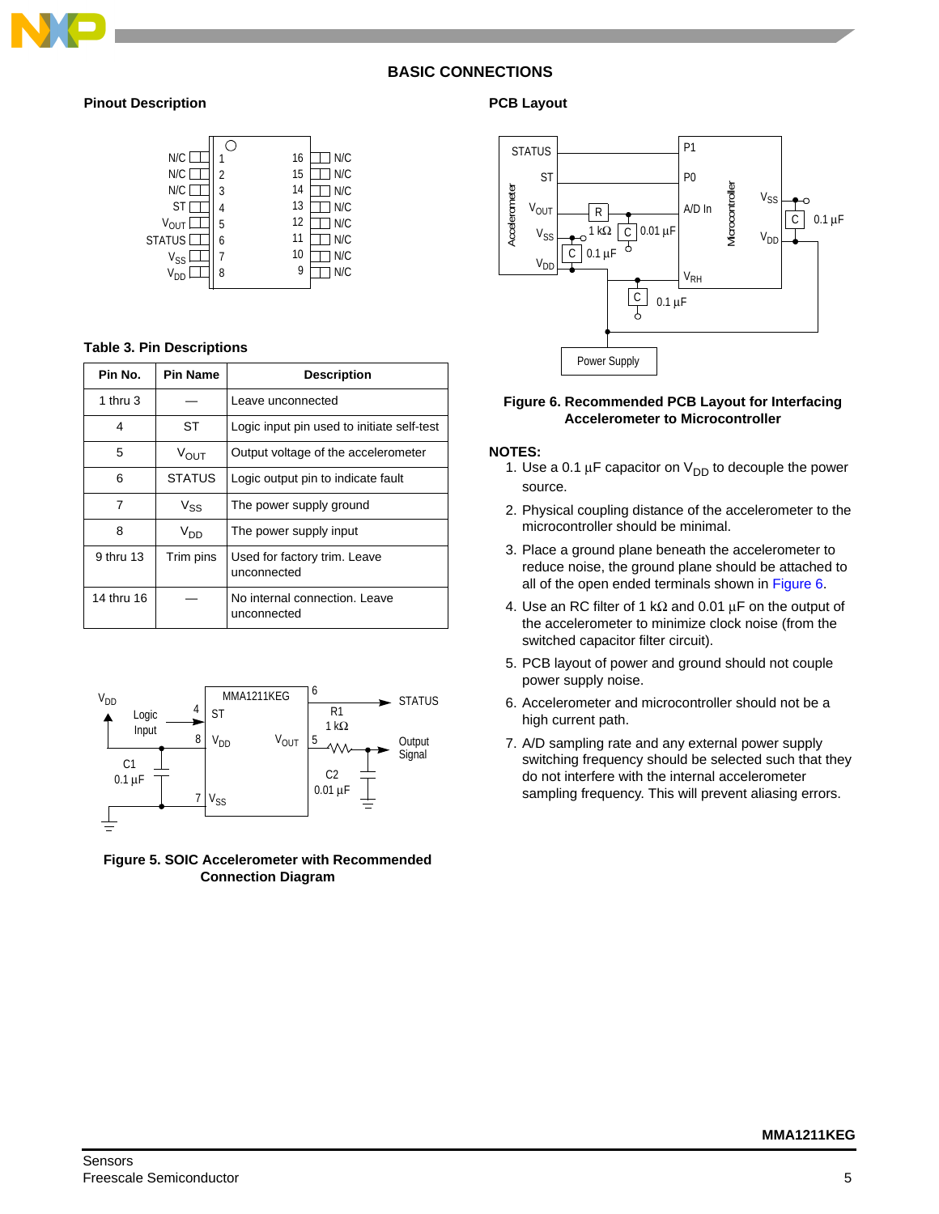## BASIC CONNECTIONS

### Pinout Description

| Pin | Name | | Pin | Name |
|---|---|---|---|---|
| 1 | N/C | | 16 | N/C |
| 2 | N/C | | 15 | N/C |
| 3 | N/C | | 14 | N/C |
| 4 | ST | | 13 | N/C |
| 5 | $V_{OUT}$ | | 12 | N/C |
| 6 | STATUS | | 11 | N/C |
| 7 | $V_{SS}$ | | 10 | N/C |
| 8 | $V_{DD}$ | | 9 | N/C |

**Table 3. Pin Descriptions**

| Pin No. | Pin Name | Description |
|---|---|---|
| 1 thru 3 | — | Leave unconnected |
| 4 | ST | Logic input pin used to initiate self-test |
| 5 | $V_{OUT}$ | Output voltage of the accelerometer |
| 6 | STATUS | Logic output pin to indicate fault |
| 7 | $V_{SS}$ | The power supply ground |
| 8 | $V_{DD}$ | The power supply input |
| 9 thru 13 | Trim pins | Used for factory trim. Leave unconnected |
| 14 thru 16 | — | No internal connection. Leave unconnected |

**Figure 5. SOIC Accelerometer with Recommended Connection Diagram**

### PCB Layout

**Figure 6. Recommended PCB Layout for Interfacing Accelerometer to Microcontroller**

**NOTES:**

1. Use a 0.1 µF capacitor on $V_{DD}$ to decouple the power source.
2. Physical coupling distance of the accelerometer to the microcontroller should be minimal.
3. Place a ground plane beneath the accelerometer to reduce noise, the ground plane should be attached to all of the open ended terminals shown in Figure 6.
4. Use an RC filter of 1 kΩ and 0.01 µF on the output of the accelerometer to minimize clock noise (from the switched capacitor filter circuit).
5. PCB layout of power and ground should not couple power supply noise.
6. Accelerometer and microcontroller should not be a high current path.
7. A/D sampling rate and any external power supply switching frequency should be selected such that they do not interfere with the internal accelerometer sampling frequency. This will prevent aliasing errors.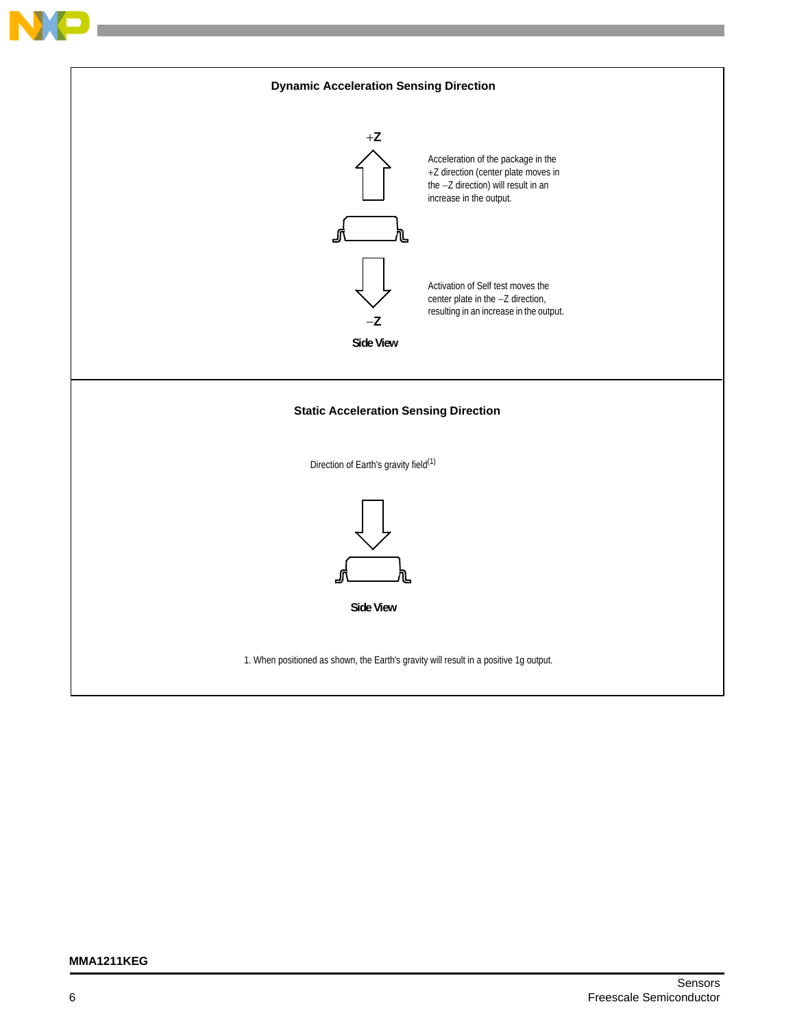**Dynamic Acceleration Sensing Direction**

+Z

Acceleration of the package in the +Z direction (center plate moves in the –Z direction) will result in an increase in the output.

Activation of Self test moves the center plate in the –Z direction, resulting in an increase in the output.

–Z

Side View

**Static Acceleration Sensing Direction**

Direction of Earth's gravity field(1)

Side View

1. When positioned as shown, the Earth's gravity will result in a positive 1g output.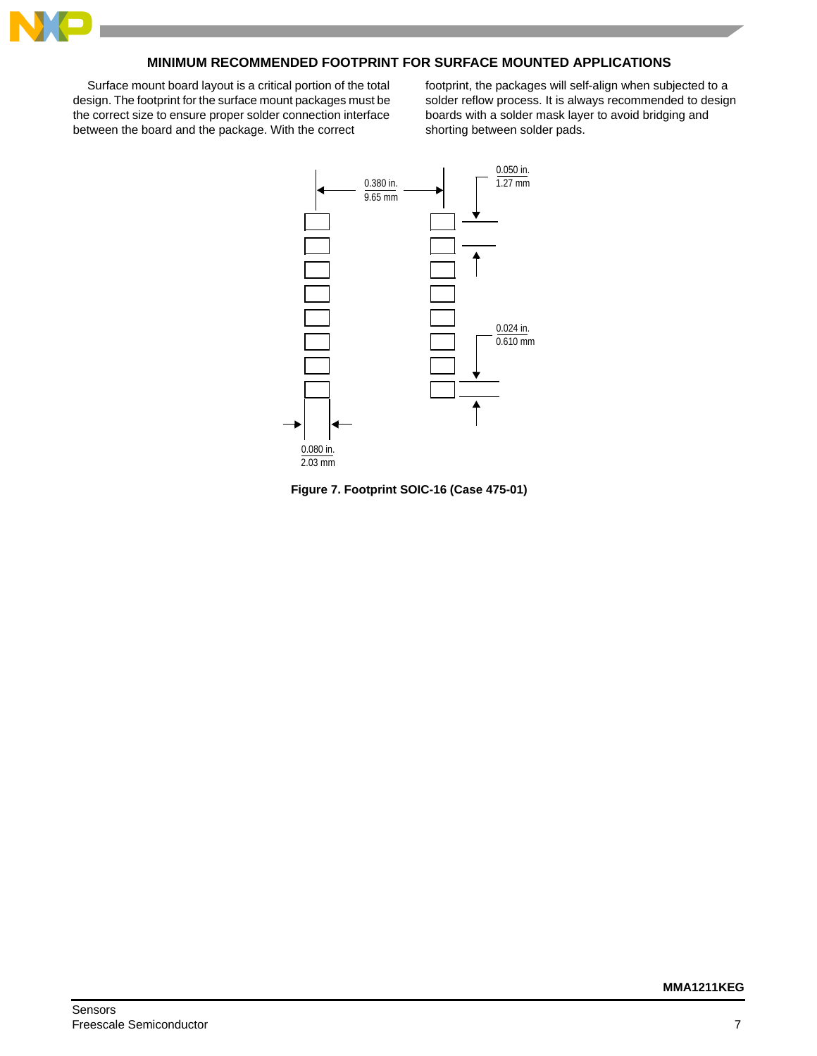## MINIMUM RECOMMENDED FOOTPRINT FOR SURFACE MOUNTED APPLICATIONS

Surface mount board layout is a critical portion of the total design. The footprint for the surface mount packages must be the correct size to ensure proper solder connection interface between the board and the package. With the correct footprint, the packages will self-align when subjected to a solder reflow process. It is always recommended to design boards with a solder mask layer to avoid bridging and shorting between solder pads.

0.380 in.
9.65 mm

0.050 in.
1.27 mm

0.024 in.
0.610 mm

0.080 in.
2.03 mm

**Figure 7. Footprint SOIC-16 (Case 475-01)**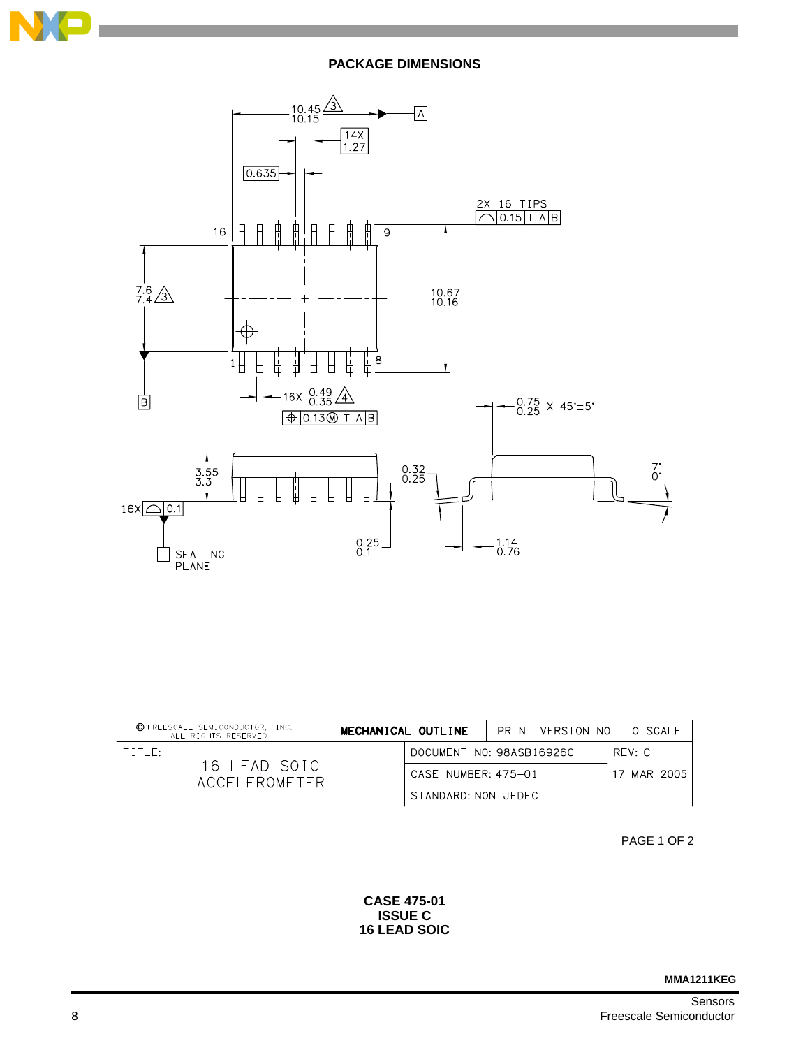## PACKAGE DIMENSIONS

| © FREESCALE SEMICONDUCTOR, INC. ALL RIGHTS RESERVED. | MECHANICAL OUTLINE | PRINT VERSION NOT TO SCALE | |
|---|---|---|---|
| TITLE: 16 LEAD SOIC ACCELEROMETER | | DOCUMENT NO: 98ASB16926C | REV: C |
| | | CASE NUMBER: 475–01 | 17 MAR 2005 |
| | | STANDARD: NON–JEDEC | |

PAGE 1 OF 2

**CASE 475-01**
**ISSUE C**
**16 LEAD SOIC**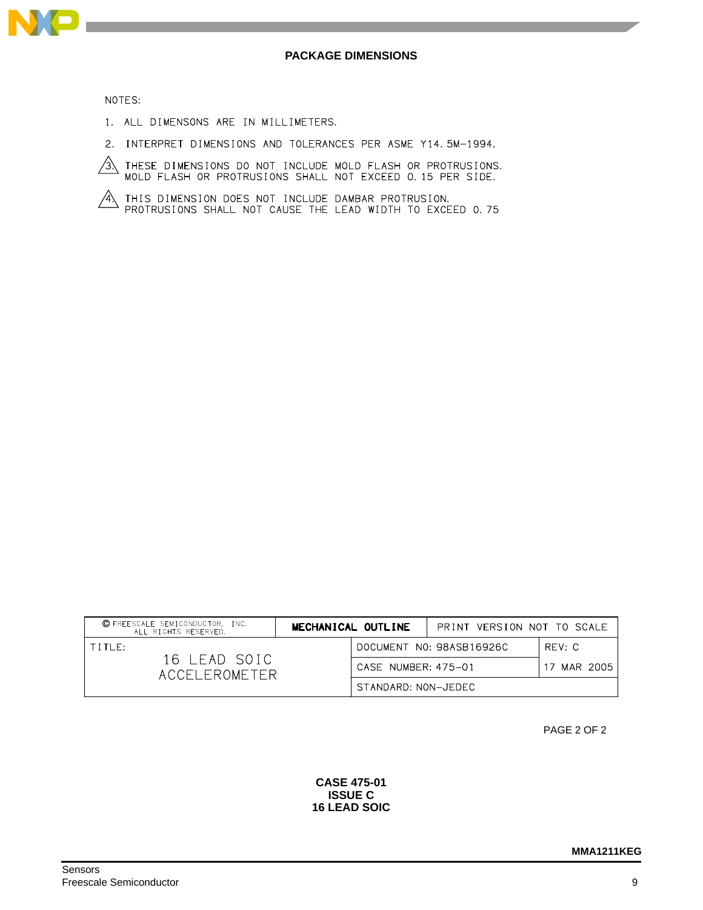## PACKAGE DIMENSIONS

NOTES:

1. ALL DIMENSONS ARE IN MILLIMETERS.
2. INTERPRET DIMENSIONS AND TOLERANCES PER ASME Y14.5M–1994.
3. THESE DIMENSIONS DO NOT INCLUDE MOLD FLASH OR PROTRUSIONS. MOLD FLASH OR PROTRUSIONS SHALL NOT EXCEED 0.15 PER SIDE.
4. THIS DIMENSION DOES NOT INCLUDE DAMBAR PROTRUSION. PROTRUSIONS SHALL NOT CAUSE THE LEAD WIDTH TO EXCEED 0.75

| © FREESCALE SEMICONDUCTOR, INC. ALL RIGHTS RESERVED. | MECHANICAL OUTLINE | PRINT VERSION NOT TO SCALE | |
|---|---|---|---|
| TITLE: 16 LEAD SOIC ACCELEROMETER | | DOCUMENT NO: 98ASB16926C | REV: C |
| | | CASE NUMBER: 475–01 | 17 MAR 2005 |
| | | STANDARD: NON–JEDEC | |

PAGE 2 OF 2

**CASE 475-01**
**ISSUE C**
**16 LEAD SOIC**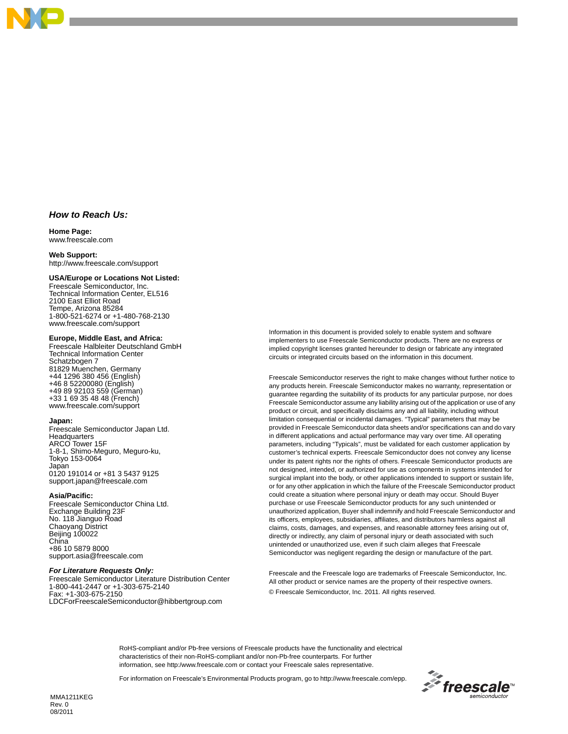***How to Reach Us:***

**Home Page:**
www.freescale.com

**Web Support:**
http://www.freescale.com/support

**USA/Europe or Locations Not Listed:**
Freescale Semiconductor, Inc.
Technical Information Center, EL516
2100 East Elliot Road
Tempe, Arizona 85284
1-800-521-6274 or +1-480-768-2130
www.freescale.com/support

**Europe, Middle East, and Africa:**
Freescale Halbleiter Deutschland GmbH
Technical Information Center
Schatzbogen 7
81829 Muenchen, Germany
+44 1296 380 456 (English)
+46 8 52200080 (English)
+49 89 92103 559 (German)
+33 1 69 35 48 48 (French)
www.freescale.com/support

**Japan:**
Freescale Semiconductor Japan Ltd.
Headquarters
ARCO Tower 15F
1-8-1, Shimo-Meguro, Meguro-ku,
Tokyo 153-0064
Japan
0120 191014 or +81 3 5437 9125
support.japan@freescale.com

**Asia/Pacific:**
Freescale Semiconductor China Ltd.
Exchange Building 23F
No. 118 Jianguo Road
Chaoyang District
Beijing 100022
China
+86 10 5879 8000
support.asia@freescale.com

***For Literature Requests Only:***
Freescale Semiconductor Literature Distribution Center
1-800-441-2447 or +1-303-675-2140
Fax: +1-303-675-2150
LDCForFreescaleSemiconductor@hibbertgroup.com

Information in this document is provided solely to enable system and software implementers to use Freescale Semiconductor products. There are no express or implied copyright licenses granted hereunder to design or fabricate any integrated circuits or integrated circuits based on the information in this document.

Freescale Semiconductor reserves the right to make changes without further notice to any products herein. Freescale Semiconductor makes no warranty, representation or guarantee regarding the suitability of its products for any particular purpose, nor does Freescale Semiconductor assume any liability arising out of the application or use of any product or circuit, and specifically disclaims any and all liability, including without limitation consequential or incidental damages. "Typical" parameters that may be provided in Freescale Semiconductor data sheets and/or specifications can and do vary in different applications and actual performance may vary over time. All operating parameters, including "Typicals", must be validated for each customer application by customer's technical experts. Freescale Semiconductor does not convey any license under its patent rights nor the rights of others. Freescale Semiconductor products are not designed, intended, or authorized for use as components in systems intended for surgical implant into the body, or other applications intended to support or sustain life, or for any other application in which the failure of the Freescale Semiconductor product could create a situation where personal injury or death may occur. Should Buyer purchase or use Freescale Semiconductor products for any such unintended or unauthorized application, Buyer shall indemnify and hold Freescale Semiconductor and its officers, employees, subsidiaries, affiliates, and distributors harmless against all claims, costs, damages, and expenses, and reasonable attorney fees arising out of, directly or indirectly, any claim of personal injury or death associated with such unintended or unauthorized use, even if such claim alleges that Freescale Semiconductor was negligent regarding the design or manufacture of the part.

Freescale and the Freescale logo are trademarks of Freescale Semiconductor, Inc. All other product or service names are the property of their respective owners.
© Freescale Semiconductor, Inc. 2011. All rights reserved.

RoHS-compliant and/or Pb-free versions of Freescale products have the functionality and electrical characteristics of their non-RoHS-compliant and/or non-Pb-free counterparts. For further information, see http:/www.freescale.com or contact your Freescale sales representative.

For information on Freescale's Environmental Products program, go to http://www.freescale.com/epp.

MMA1211KEG
Rev. 0
08/2011